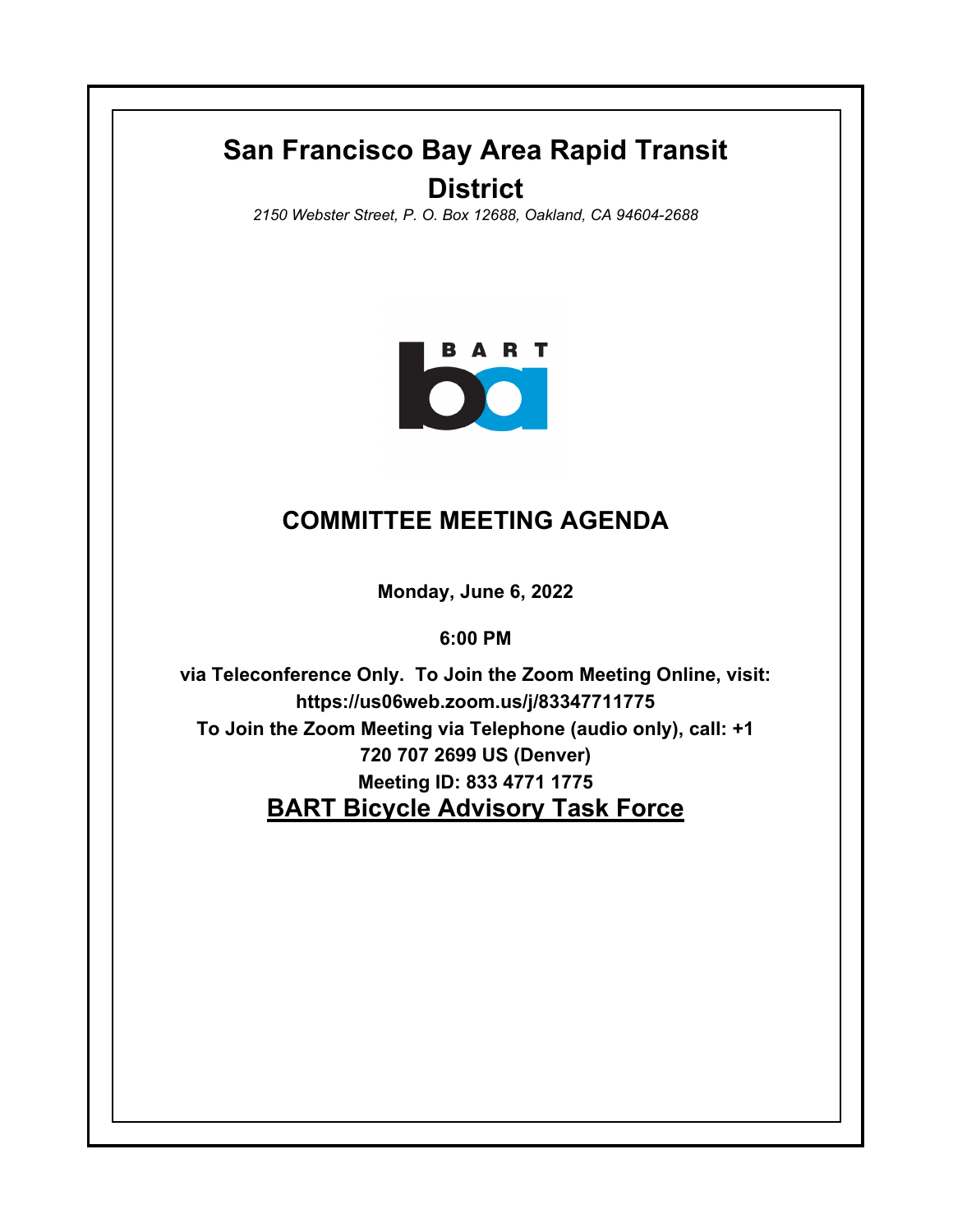# San Francisco Bay Area Rapid Transit District

*2150 Webster Street, P. O. Box 12688, Oakland, CA 94604-2688*

## COMMITTEE MEETING AGENDA

**Monday, June 6, 2022**

**6:00 PM**

**via Teleconference Only. To Join the Zoom Meeting Online, visit: https://us06web.zoom.us/j/83347711775**
**To Join the Zoom Meeting via Telephone (audio only), call: +1 720 707 2699 US (Denver)**
**Meeting ID: 833 4771 1775**

## BART Bicycle Advisory Task Force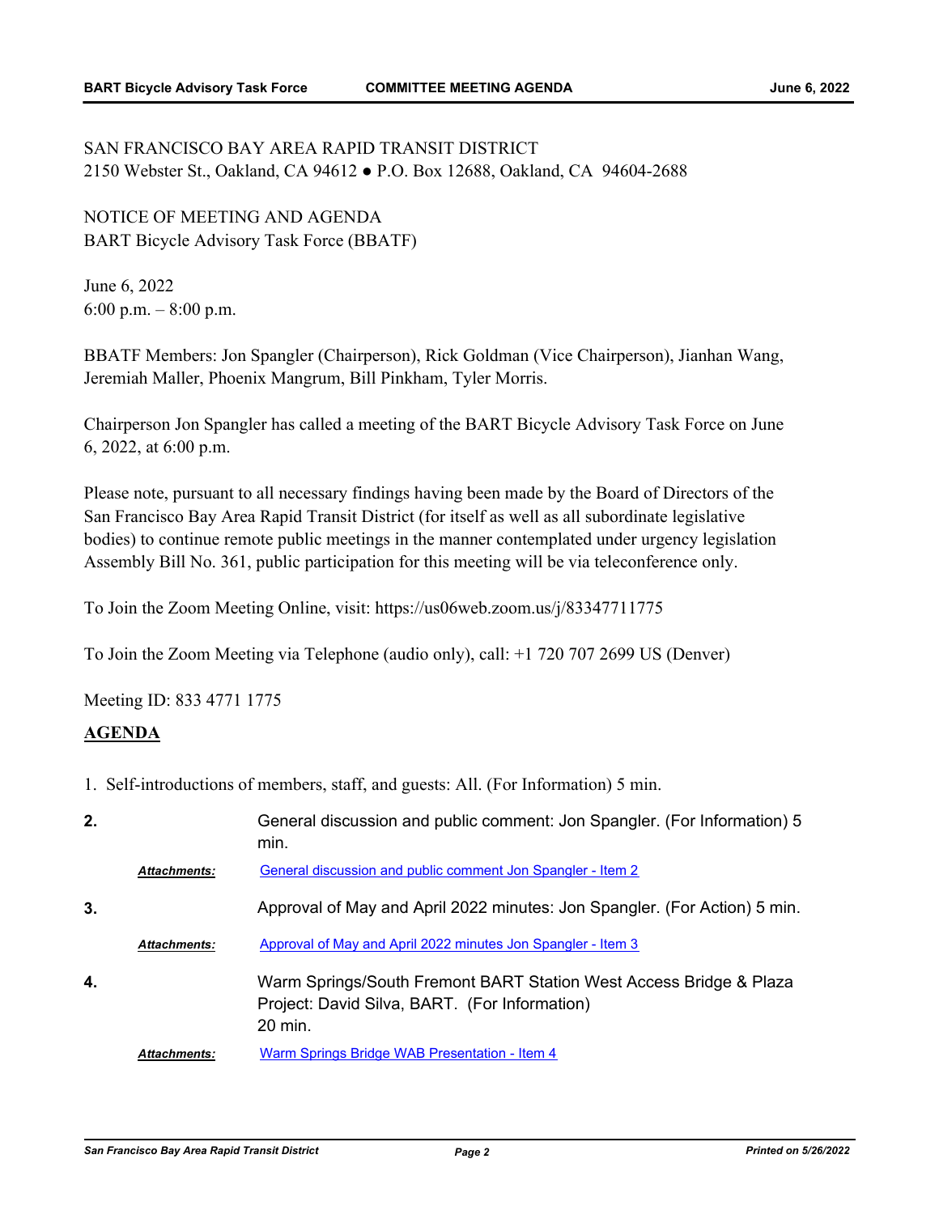SAN FRANCISCO BAY AREA RAPID TRANSIT DISTRICT
2150 Webster St., Oakland, CA 94612 ● P.O. Box 12688, Oakland, CA 94604-2688

NOTICE OF MEETING AND AGENDA
BART Bicycle Advisory Task Force (BBATF)

June 6, 2022
6:00 p.m. – 8:00 p.m.

BBATF Members: Jon Spangler (Chairperson), Rick Goldman (Vice Chairperson), Jianhan Wang, Jeremiah Maller, Phoenix Mangrum, Bill Pinkham, Tyler Morris.

Chairperson Jon Spangler has called a meeting of the BART Bicycle Advisory Task Force on June 6, 2022, at 6:00 p.m.

Please note, pursuant to all necessary findings having been made by the Board of Directors of the San Francisco Bay Area Rapid Transit District (for itself as well as all subordinate legislative bodies) to continue remote public meetings in the manner contemplated under urgency legislation Assembly Bill No. 361, public participation for this meeting will be via teleconference only.

To Join the Zoom Meeting Online, visit: https://us06web.zoom.us/j/83347711775

To Join the Zoom Meeting via Telephone (audio only), call: +1 720 707 2699 US (Denver)

Meeting ID: 833 4771 1775

## AGENDA

1. Self-introductions of members, staff, and guests: All. (For Information) 5 min.

2. General discussion and public comment: Jon Spangler. (For Information) 5 min.

   ***Attachments:*** General discussion and public comment Jon Spangler - Item 2

3. Approval of May and April 2022 minutes: Jon Spangler. (For Action) 5 min.

   ***Attachments:*** Approval of May and April 2022 minutes Jon Spangler - Item 3

4. Warm Springs/South Fremont BART Station West Access Bridge & Plaza Project: David Silva, BART. (For Information) 20 min.

   ***Attachments:*** Warm Springs Bridge WAB Presentation - Item 4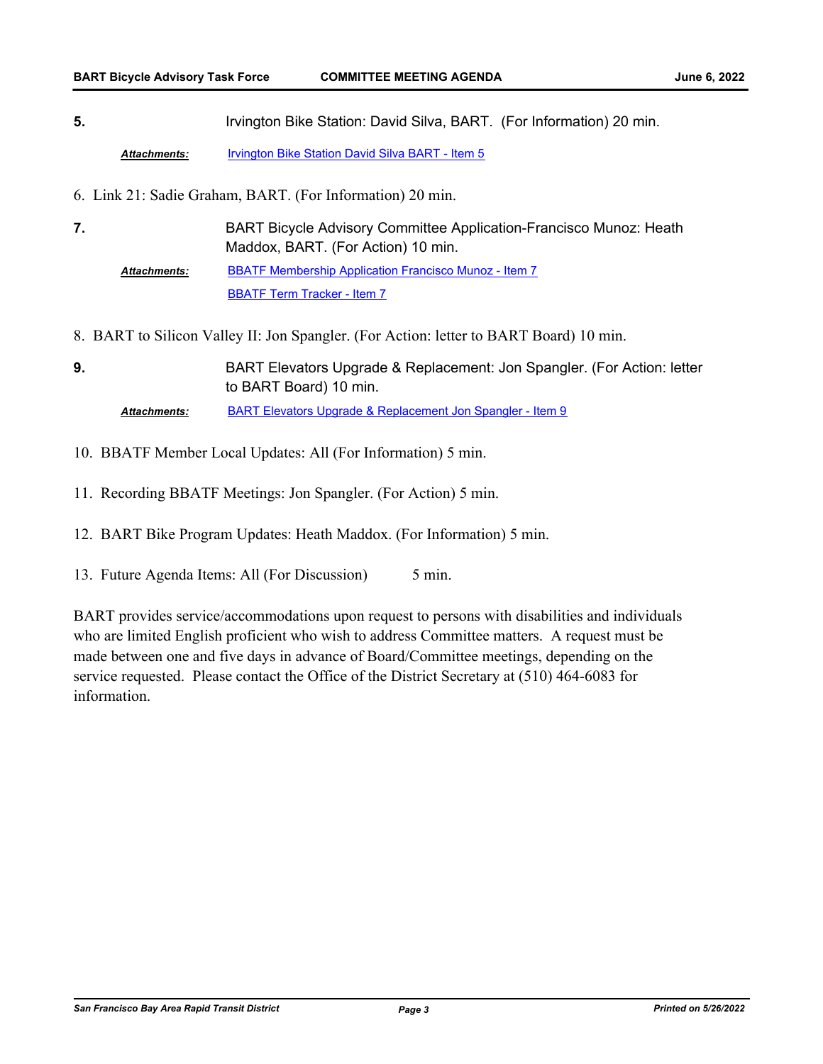**5.** Irvington Bike Station: David Silva, BART. (For Information) 20 min.

***Attachments:*** Irvington Bike Station David Silva BART - Item 5

6. Link 21: Sadie Graham, BART. (For Information) 20 min.

**7.** BART Bicycle Advisory Committee Application-Francisco Munoz: Heath Maddox, BART. (For Action) 10 min.

***Attachments:*** BBATF Membership Application Francisco Munoz - Item 7

BBATF Term Tracker - Item 7

8. BART to Silicon Valley II: Jon Spangler. (For Action: letter to BART Board) 10 min.

**9.** BART Elevators Upgrade & Replacement: Jon Spangler. (For Action: letter to BART Board) 10 min.

***Attachments:*** BART Elevators Upgrade & Replacement Jon Spangler - Item 9

10. BBATF Member Local Updates: All (For Information) 5 min.

11. Recording BBATF Meetings: Jon Spangler. (For Action) 5 min.

12. BART Bike Program Updates: Heath Maddox. (For Information) 5 min.

13. Future Agenda Items: All (For Discussion) 5 min.

BART provides service/accommodations upon request to persons with disabilities and individuals who are limited English proficient who wish to address Committee matters. A request must be made between one and five days in advance of Board/Committee meetings, depending on the service requested. Please contact the Office of the District Secretary at (510) 464-6083 for information.